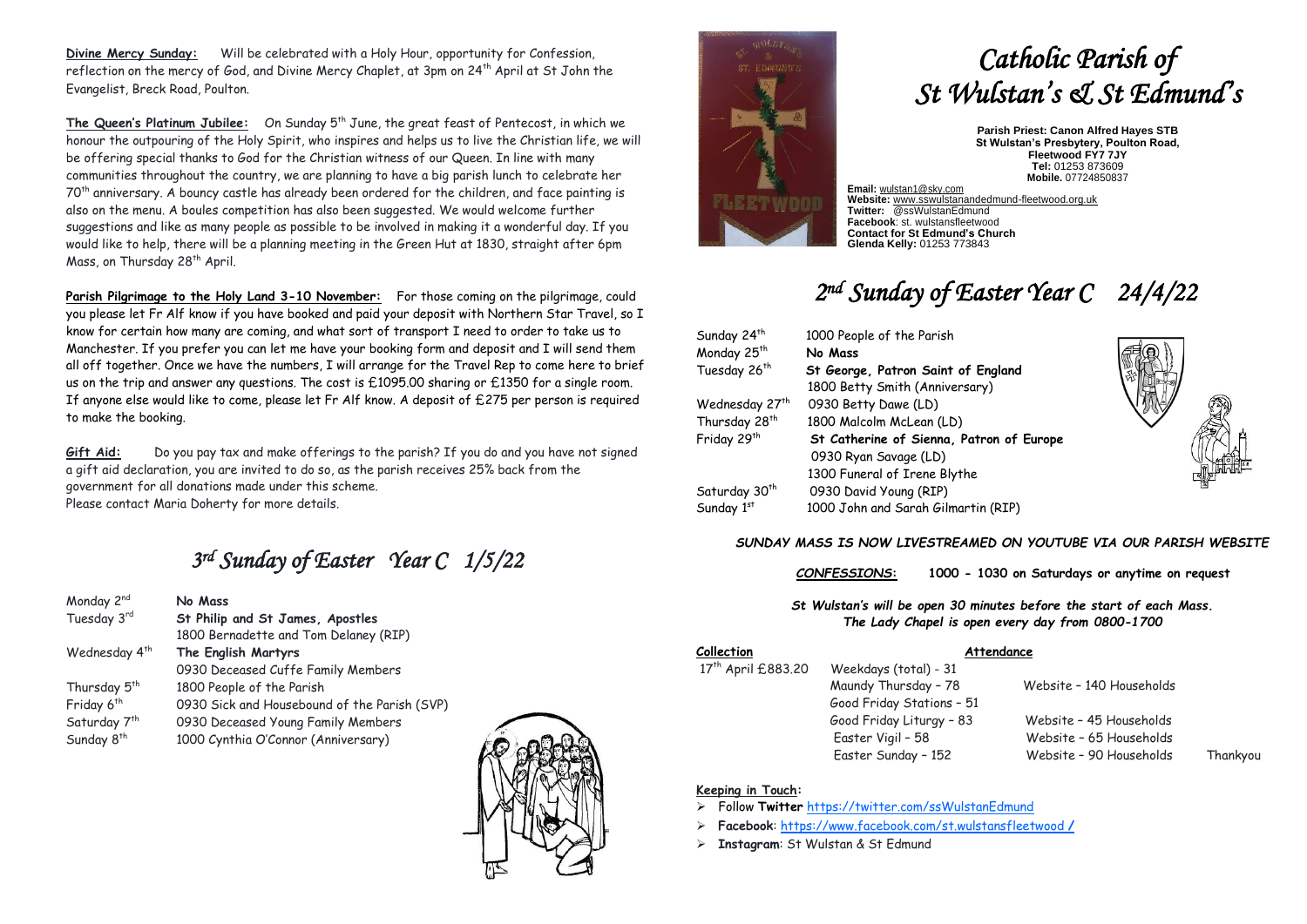**Divine Mercy Sunday:** Will be celebrated with a Holy Hour, opportunity for Confession, reflection on the mercy of God, and Divine Mercy Chaplet, at 3pm on 24th April at St John the Evangelist, Breck Road, Poulton.

**The Queen's Platinum Jubilee:** On Sunday 5th June, the great feast of Pentecost, in which we honour the outpouring of the Holy Spirit, who inspires and helps us to live the Christian life, we will be offering special thanks to God for the Christian witness of our Queen. In line with many communities throughout the country, we are planning to have a big parish lunch to celebrate her 70th anniversary. A bouncy castle has already been ordered for the children, and face painting is also on the menu. A boules competition has also been suggested. We would welcome further suggestions and like as many people as possible to be involved in making it a wonderful day. If you would like to help, there will be a planning meeting in the Green Hut at 1830, straight after 6pm Mass, on Thursday 28th April.

**Parish Pilgrimage to the Holy Land 3-10 November:** For those coming on the pilgrimage, could you please let Fr Alf know if you have booked and paid your deposit with Northern Star Travel, so I know for certain how many are coming, and what sort of transport I need to order to take us to Manchester. If you prefer you can let me have your booking form and deposit and I will send them all off together. Once we have the numbers, I will arrange for the Travel Rep to come here to brief us on the trip and answer any questions. The cost is £1095.00 sharing or £1350 for a single room. If anyone else would like to come, please let Fr Alf know. A deposit of £275 per person is required to make the booking.

**Gift Aid:** Do you pay tax and make offerings to the parish? If you do and you have not signed a gift aid declaration, you are invited to do so, as the parish receives 25% back from the government for all donations made under this scheme.
Please contact Maria Doherty for more details.

## *3rd Sunday of Easter Year C 1/5/22*

| | |
|---|---|
| Monday 2nd | **No Mass** |
| Tuesday 3rd | **St Philip and St James, Apostles** |
| | 1800 Bernadette and Tom Delaney (RIP) |
| Wednesday 4th | **The English Martyrs** |
| | 0930 Deceased Cuffe Family Members |
| Thursday 5th | 1800 People of the Parish |
| Friday 6th | 0930 Sick and Housebound of the Parish (SVP) |
| Saturday 7th | 0930 Deceased Young Family Members |
| Sunday 8th | 1000 Cynthia O'Connor (Anniversary) |

# *Catholic Parish of St Wulstan's & St Edmund's*

**Parish Priest: Canon Alfred Hayes STB**
**St Wulstan's Presbytery, Poulton Road, Fleetwood FY7 7JY**
**Tel:** 01253 873609
**Mobile.** 07724850837

**Email:** wulstan1@sky.com
**Website:** www.sswulstanandedmund-fleetwood.org.uk
**Twitter:** @ssWulstanEdmund
**Facebook**: st. wulstansfleetwood
**Contact for St Edmund's Church**
**Glenda Kelly:** 01253 773843

## *2nd Sunday of Easter Year C 24/4/22*

| | |
|---|---|
| Sunday 24th | 1000 People of the Parish |
| Monday 25th | **No Mass** |
| Tuesday 26th | **St George, Patron Saint of England** |
| | 1800 Betty Smith (Anniversary) |
| Wednesday 27th | 0930 Betty Dawe (LD) |
| Thursday 28th | 1800 Malcolm McLean (LD) |
| Friday 29th | **St Catherine of Sienna, Patron of Europe** |
| | 0930 Ryan Savage (LD) |
| | 1300 Funeral of Irene Blythe |
| Saturday 30th | 0930 David Young (RIP) |
| Sunday 1st | 1000 John and Sarah Gilmartin (RIP) |

***SUNDAY MASS IS NOW LIVESTREAMED ON YOUTUBE VIA OUR PARISH WEBSITE***

***CONFESSIONS:*** **1000 - 1030 on Saturdays or anytime on request**

***St Wulstan's will be open 30 minutes before the start of each Mass.***
***The Lady Chapel is open every day from 0800-1700***

| **Collection** | **Attendance** | | |
|---|---|---|---|
| 17th April £883.20 | Weekdays (total) - 31 | | |
| | Maundy Thursday – 78 | Website – 140 Households | |
| | Good Friday Stations – 51 | | |
| | Good Friday Liturgy – 83 | Website – 45 Households | |
| | Easter Vigil – 58 | Website – 65 Households | |
| | Easter Sunday – 152 | Website – 90 Households | Thankyou |

**Keeping in Touch:**

- Follow **Twitter** https://twitter.com/ssWulstanEdmund
- **Facebook**: https://www.facebook.com/st.wulstansfleetwood /
- **Instagram**: St Wulstan & St Edmund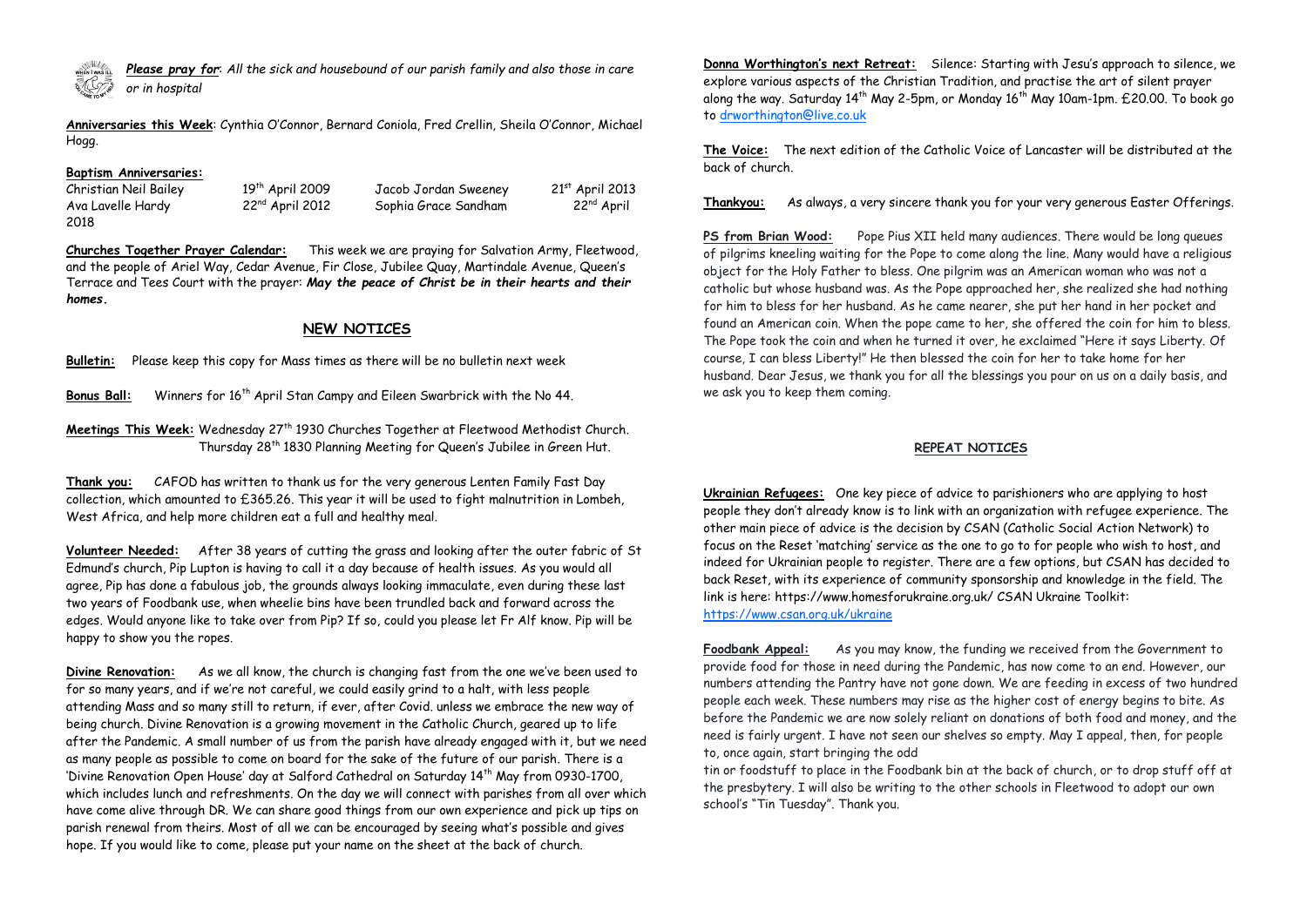***Please pray for**: All the sick and housebound of our parish family and also those in care or in hospital*

**Anniversaries this Week**: Cynthia O'Connor, Bernard Coniola, Fred Crellin, Sheila O'Connor, Michael Hogg.

**Baptism Anniversaries:**

| | | | |
|---|---|---|---|
| Christian Neil Bailey | 19th April 2009 | Jacob Jordan Sweeney | 21st April 2013 |
| Ava Lavelle Hardy | 22nd April 2012 | Sophia Grace Sandham | 22nd April 2018 |

**Churches Together Prayer Calendar:** This week we are praying for Salvation Army, Fleetwood, and the people of Ariel Way, Cedar Avenue, Fir Close, Jubilee Quay, Martindale Avenue, Queen's Terrace and Tees Court with the prayer: ***May the peace of Christ be in their hearts and their homes.***

## NEW NOTICES

**Bulletin:** Please keep this copy for Mass times as there will be no bulletin next week

**Bonus Ball:** Winners for 16th April Stan Campy and Eileen Swarbrick with the No 44.

**Meetings This Week:** Wednesday 27th 1930 Churches Together at Fleetwood Methodist Church.
Thursday 28th 1830 Planning Meeting for Queen's Jubilee in Green Hut.

**Thank you:** CAFOD has written to thank us for the very generous Lenten Family Fast Day collection, which amounted to £365.26. This year it will be used to fight malnutrition in Lombeh, West Africa, and help more children eat a full and healthy meal.

**Volunteer Needed:** After 38 years of cutting the grass and looking after the outer fabric of St Edmund's church, Pip Lupton is having to call it a day because of health issues. As you would all agree, Pip has done a fabulous job, the grounds always looking immaculate, even during these last two years of Foodbank use, when wheelie bins have been trundled back and forward across the edges. Would anyone like to take over from Pip? If so, could you please let Fr Alf know. Pip will be happy to show you the ropes.

**Divine Renovation:** As we all know, the church is changing fast from the one we've been used to for so many years, and if we're not careful, we could easily grind to a halt, with less people attending Mass and so many still to return, if ever, after Covid. unless we embrace the new way of being church. Divine Renovation is a growing movement in the Catholic Church, geared up to life after the Pandemic. A small number of us from the parish have already engaged with it, but we need as many people as possible to come on board for the sake of the future of our parish. There is a 'Divine Renovation Open House' day at Salford Cathedral on Saturday 14th May from 0930-1700, which includes lunch and refreshments. On the day we will connect with parishes from all over which have come alive through DR. We can share good things from our own experience and pick up tips on parish renewal from theirs. Most of all we can be encouraged by seeing what's possible and gives hope. If you would like to come, please put your name on the sheet at the back of church.

**Donna Worthington's next Retreat:** Silence: Starting with Jesus's approach to silence, we explore various aspects of the Christian Tradition, and practise the art of silent prayer along the way. Saturday 14th May 2-5pm, or Monday 16th May 10am-1pm. £20.00. To book go to drworthington@live.co.uk

**The Voice:** The next edition of the Catholic Voice of Lancaster will be distributed at the back of church.

**Thankyou:** As always, a very sincere thank you for your very generous Easter Offerings.

**PS from Brian Wood:** Pope Pius XII held many audiences. There would be long queues of pilgrims kneeling waiting for the Pope to come along the line. Many would have a religious object for the Holy Father to bless. One pilgrim was an American woman who was not a catholic but whose husband was. As the Pope approached her, she realized she had nothing for him to bless for her husband. As he came nearer, she put her hand in her pocket and found an American coin. When the pope came to her, she offered the coin for him to bless. The Pope took the coin and when he turned it over, he exclaimed "Here it says Liberty. Of course, I can bless Liberty!" He then blessed the coin for her to take home for her husband. Dear Jesus, we thank you for all the blessings you pour on us on a daily basis, and we ask you to keep them coming.

## REPEAT NOTICES

**Ukrainian Refugees:** One key piece of advice to parishioners who are applying to host people they don't already know is to link with an organization with refugee experience. The other main piece of advice is the decision by CSAN (Catholic Social Action Network) to focus on the Reset 'matching' service as the one to go to for people who wish to host, and indeed for Ukrainian people to register. There are a few options, but CSAN has decided to back Reset, with its experience of community sponsorship and knowledge in the field. The link is here: https://www.homesforukraine.org.uk/ CSAN Ukraine Toolkit: https://www.csan.org.uk/ukraine

**Foodbank Appeal:** As you may know, the funding we received from the Government to provide food for those in need during the Pandemic, has now come to an end. However, our numbers attending the Pantry have not gone down. We are feeding in excess of two hundred people each week. These numbers may rise as the higher cost of energy begins to bite. As before the Pandemic we are now solely reliant on donations of both food and money, and the need is fairly urgent. I have not seen our shelves so empty. May I appeal, then, for people to, once again, start bringing the odd tin or foodstuff to place in the Foodbank bin at the back of church, or to drop stuff off at the presbytery. I will also be writing to the other schools in Fleetwood to adopt our own school's "Tin Tuesday". Thank you.